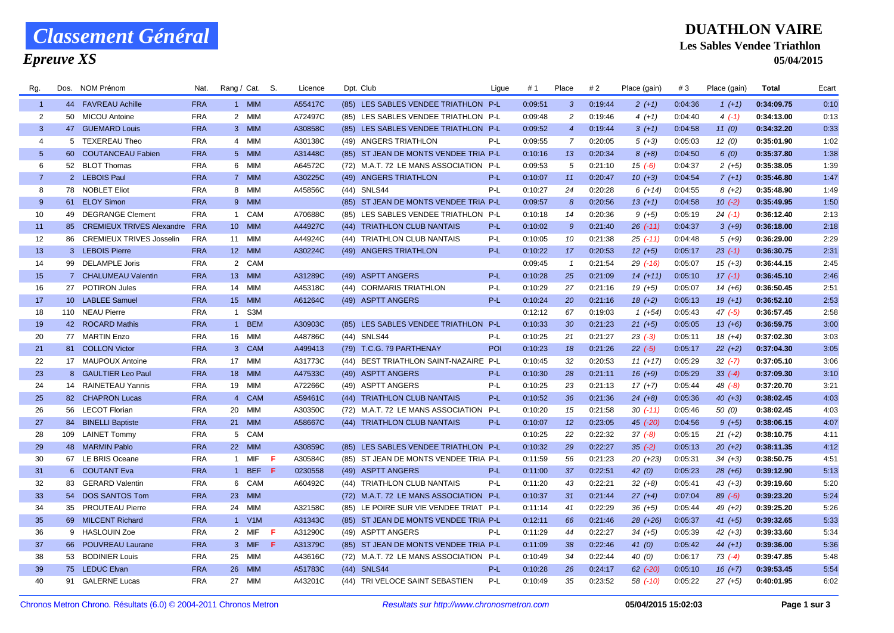# Classement Général

## Epreuve XS

**DUATHLON VAIRE**

**Les Sables Vendee Triathlon**

**05/04/2015**

| Rg. | Dos. | NOM Prénom | Nat. | Rang / Cat. | | S. | Licence | Dpt. Club | Ligue | # 1 | Place | # 2 | Place (gain) | # 3 | Place (gain) | Total | Ecart |
|---|---|---|---|---|---|---|---|---|---|---|---|---|---|---|---|---|---|
| 1 | 44 | FAVREAU Achille | FRA | 1 | MIM | | A55417C | (85) LES SABLES VENDEE TRIATHLON | P-L | 0:09:51 | 3 | 0:19:44 | 2 (+1) | 0:04:36 | 1 (+1) | 0:34:09.75 | 0:10 |
| 2 | 50 | MICOU Antoine | FRA | 2 | MIM | | A72497C | (85) LES SABLES VENDEE TRIATHLON | P-L | 0:09:48 | 2 | 0:19:46 | 4 (+1) | 0:04:40 | 4 (-1) | 0:34:13.00 | 0:13 |
| 3 | 47 | GUEMARD Louis | FRA | 3 | MIM | | A30858C | (85) LES SABLES VENDEE TRIATHLON | P-L | 0:09:52 | 4 | 0:19:44 | 3 (+1) | 0:04:58 | 11 (0) | 0:34:32.20 | 0:33 |
| 4 | 5 | TEXEREAU Theo | FRA | 4 | MIM | | A30138C | (49) ANGERS TRIATHLON | P-L | 0:09:55 | 7 | 0:20:05 | 5 (+3) | 0:05:03 | 12 (0) | 0:35:01.90 | 1:02 |
| 5 | 60 | COUTANCEAU Fabien | FRA | 5 | MIM | | A31448C | (85) ST JEAN DE MONTS VENDEE TRIA | P-L | 0:10:16 | 13 | 0:20:34 | 8 (+8) | 0:04:50 | 6 (0) | 0:35:37.80 | 1:38 |
| 6 | 52 | BLOT Thomas | FRA | 6 | MIM | | A64572C | (72) M.A.T. 72 LE MANS ASSOCIATION | P-L | 0:09:53 | 5 | 0:21:10 | 15 (-6) | 0:04:37 | 2 (+5) | 0:35:38.05 | 1:39 |
| 7 | 2 | LEBOIS Paul | FRA | 7 | MIM | | A30225C | (49) ANGERS TRIATHLON | P-L | 0:10:07 | 11 | 0:20:47 | 10 (+3) | 0:04:54 | 7 (+1) | 0:35:46.80 | 1:47 |
| 8 | 78 | NOBLET Eliot | FRA | 8 | MIM | | A45856C | (44) SNLS44 | P-L | 0:10:27 | 24 | 0:20:28 | 6 (+14) | 0:04:55 | 8 (+2) | 0:35:48.90 | 1:49 |
| 9 | 61 | ELOY Simon | FRA | 9 | MIM | | | (85) ST JEAN DE MONTS VENDEE TRIA | P-L | 0:09:57 | 8 | 0:20:56 | 13 (+1) | 0:04:58 | 10 (-2) | 0:35:49.95 | 1:50 |
| 10 | 49 | DEGRANGE Clement | FRA | 1 | CAM | | A70688C | (85) LES SABLES VENDEE TRIATHLON | P-L | 0:10:18 | 14 | 0:20:36 | 9 (+5) | 0:05:19 | 24 (-1) | 0:36:12.40 | 2:13 |
| 11 | 85 | CREMIEUX TRIVES Alexandre | FRA | 10 | MIM | | A44927C | (44) TRIATHLON CLUB NANTAIS | P-L | 0:10:02 | 9 | 0:21:40 | 26 (-11) | 0:04:37 | 3 (+9) | 0:36:18.00 | 2:18 |
| 12 | 86 | CREMIEUX TRIVES Josselin | FRA | 11 | MIM | | A44924C | (44) TRIATHLON CLUB NANTAIS | P-L | 0:10:05 | 10 | 0:21:38 | 25 (-11) | 0:04:48 | 5 (+9) | 0:36:29.00 | 2:29 |
| 13 | 3 | LEBOIS Pierre | FRA | 12 | MIM | | A30224C | (49) ANGERS TRIATHLON | P-L | 0:10:22 | 17 | 0:20:53 | 12 (+5) | 0:05:17 | 23 (-1) | 0:36:30.75 | 2:31 |
| 14 | 99 | DELAMPLE Joris | FRA | 2 | CAM | | | | | 0:09:45 | 1 | 0:21:54 | 29 (-16) | 0:05:07 | 15 (+3) | 0:36:44.15 | 2:45 |
| 15 | 7 | CHALUMEAU Valentin | FRA | 13 | MIM | | A31289C | (49) ASPTT ANGERS | P-L | 0:10:28 | 25 | 0:21:09 | 14 (+11) | 0:05:10 | 17 (-1) | 0:36:45.10 | 2:46 |
| 16 | 27 | POTIRON Jules | FRA | 14 | MIM | | A45318C | (44) CORMARIS TRIATHLON | P-L | 0:10:29 | 27 | 0:21:16 | 19 (+5) | 0:05:07 | 14 (+6) | 0:36:50.45 | 2:51 |
| 17 | 10 | LABLEE Samuel | FRA | 15 | MIM | | A61264C | (49) ASPTT ANGERS | P-L | 0:10:24 | 20 | 0:21:16 | 18 (+2) | 0:05:13 | 19 (+1) | 0:36:52.10 | 2:53 |
| 18 | 110 | NEAU Pierre | FRA | 1 | S3M | | | | | 0:12:12 | 67 | 0:19:03 | 1 (+54) | 0:05:43 | 47 (-5) | 0:36:57.45 | 2:58 |
| 19 | 42 | ROCARD Mathis | FRA | 1 | BEM | | A30903C | (85) LES SABLES VENDEE TRIATHLON | P-L | 0:10:33 | 30 | 0:21:23 | 21 (+5) | 0:05:05 | 13 (+6) | 0:36:59.75 | 3:00 |
| 20 | 77 | MARTIN Enzo | FRA | 16 | MIM | | A48786C | (44) SNLS44 | P-L | 0:10:25 | 21 | 0:21:27 | 23 (-3) | 0:05:11 | 18 (+4) | 0:37:02.30 | 3:03 |
| 21 | 81 | COLLON Victor | FRA | 3 | CAM | | A499413 | (79) T.C.G. 79 PARTHENAY | POI | 0:10:23 | 18 | 0:21:26 | 22 (-5) | 0:05:17 | 22 (+2) | 0:37:04.30 | 3:05 |
| 22 | 17 | MAUPOUX Antoine | FRA | 17 | MIM | | A31773C | (44) BEST TRIATHLON SAINT-NAZAIRE | P-L | 0:10:45 | 32 | 0:20:53 | 11 (+17) | 0:05:29 | 32 (-7) | 0:37:05.10 | 3:06 |
| 23 | 8 | GAULTIER Leo Paul | FRA | 18 | MIM | | A47533C | (49) ASPTT ANGERS | P-L | 0:10:30 | 28 | 0:21:11 | 16 (+9) | 0:05:29 | 33 (-4) | 0:37:09.30 | 3:10 |
| 24 | 14 | RAINETEAU Yannis | FRA | 19 | MIM | | A72266C | (49) ASPTT ANGERS | P-L | 0:10:25 | 23 | 0:21:13 | 17 (+7) | 0:05:44 | 48 (-8) | 0:37:20.70 | 3:21 |
| 25 | 82 | CHAPRON Lucas | FRA | 4 | CAM | | A59461C | (44) TRIATHLON CLUB NANTAIS | P-L | 0:10:52 | 36 | 0:21:36 | 24 (+8) | 0:05:36 | 40 (+3) | 0:38:02.45 | 4:03 |
| 26 | 56 | LECOT Florian | FRA | 20 | MIM | | A30350C | (72) M.A.T. 72 LE MANS ASSOCIATION | P-L | 0:10:20 | 15 | 0:21:58 | 30 (-11) | 0:05:46 | 50 (0) | 0:38:02.45 | 4:03 |
| 27 | 84 | BINELLI Baptiste | FRA | 21 | MIM | | A58667C | (44) TRIATHLON CLUB NANTAIS | P-L | 0:10:07 | 12 | 0:23:05 | 45 (-20) | 0:04:56 | 9 (+5) | 0:38:06.15 | 4:07 |
| 28 | 109 | LAINET Tommy | FRA | 5 | CAM | | | | | 0:10:25 | 22 | 0:22:32 | 37 (-8) | 0:05:15 | 21 (+2) | 0:38:10.75 | 4:11 |
| 29 | 48 | MARMIN Pablo | FRA | 22 | MIM | | A30859C | (85) LES SABLES VENDEE TRIATHLON | P-L | 0:10:32 | 29 | 0:22:27 | 35 (-2) | 0:05:13 | 20 (+2) | 0:38:11.35 | 4:12 |
| 30 | 67 | LE BRIS Oceane | FRA | 1 | MIF | F | A30584C | (85) ST JEAN DE MONTS VENDEE TRIA | P-L | 0:11:59 | 56 | 0:21:23 | 20 (+23) | 0:05:31 | 34 (+3) | 0:38:50.75 | 4:51 |
| 31 | 6 | COUTANT Eva | FRA | 1 | BEF | F | 0230558 | (49) ASPTT ANGERS | P-L | 0:11:00 | 37 | 0:22:51 | 42 (0) | 0:05:23 | 28 (+6) | 0:39:12.90 | 5:13 |
| 32 | 83 | GERARD Valentin | FRA | 6 | CAM | | A60492C | (44) TRIATHLON CLUB NANTAIS | P-L | 0:11:20 | 43 | 0:22:21 | 32 (+8) | 0:05:41 | 43 (+3) | 0:39:19.60 | 5:20 |
| 33 | 54 | DOS SANTOS Tom | FRA | 23 | MIM | | | (72) M.A.T. 72 LE MANS ASSOCIATION | P-L | 0:10:37 | 31 | 0:21:44 | 27 (+4) | 0:07:04 | 89 (-6) | 0:39:23.20 | 5:24 |
| 34 | 35 | PROUTEAU Pierre | FRA | 24 | MIM | | A32158C | (85) LE POIRE SUR VIE VENDEE TRIAT | P-L | 0:11:14 | 41 | 0:22:29 | 36 (+5) | 0:05:44 | 49 (+2) | 0:39:25.20 | 5:26 |
| 35 | 69 | MILCENT Richard | FRA | 1 | V1M | | A31343C | (85) ST JEAN DE MONTS VENDEE TRIA | P-L | 0:12:11 | 66 | 0:21:46 | 28 (+26) | 0:05:37 | 41 (+5) | 0:39:32.65 | 5:33 |
| 36 | 9 | HASLOUIN Zoe | FRA | 2 | MIF | F | A31290C | (49) ASPTT ANGERS | P-L | 0:11:29 | 44 | 0:22:27 | 34 (+5) | 0:05:39 | 42 (+3) | 0:39:33.60 | 5:34 |
| 37 | 66 | POUVREAU Laurane | FRA | 3 | MIF | F | A31379C | (85) ST JEAN DE MONTS VENDEE TRIA | P-L | 0:11:09 | 38 | 0:22:46 | 41 (0) | 0:05:42 | 44 (+1) | 0:39:36.00 | 5:36 |
| 38 | 53 | BODINIER Louis | FRA | 25 | MIM | | A43616C | (72) M.A.T. 72 LE MANS ASSOCIATION | P-L | 0:10:49 | 34 | 0:22:44 | 40 (0) | 0:06:17 | 73 (-4) | 0:39:47.85 | 5:48 |
| 39 | 75 | LEDUC Elvan | FRA | 26 | MIM | | A51783C | (44) SNLS44 | P-L | 0:10:28 | 26 | 0:24:17 | 62 (-20) | 0:05:10 | 16 (+7) | 0:39:53.45 | 5:54 |
| 40 | 91 | GALERNE Lucas | FRA | 27 | MIM | | A43201C | (44) TRI VELOCE SAINT SEBASTIEN | P-L | 0:10:49 | 35 | 0:23:52 | 58 (-10) | 0:05:22 | 27 (+5) | 0:40:01.95 | 6:02 |

Chronos Metron Chrono. Résultats (6.0) © 2004-2011 Chronos Metron — *Resultats sur http://www.chronosmetron.com* — **05/04/2015 15:02:03**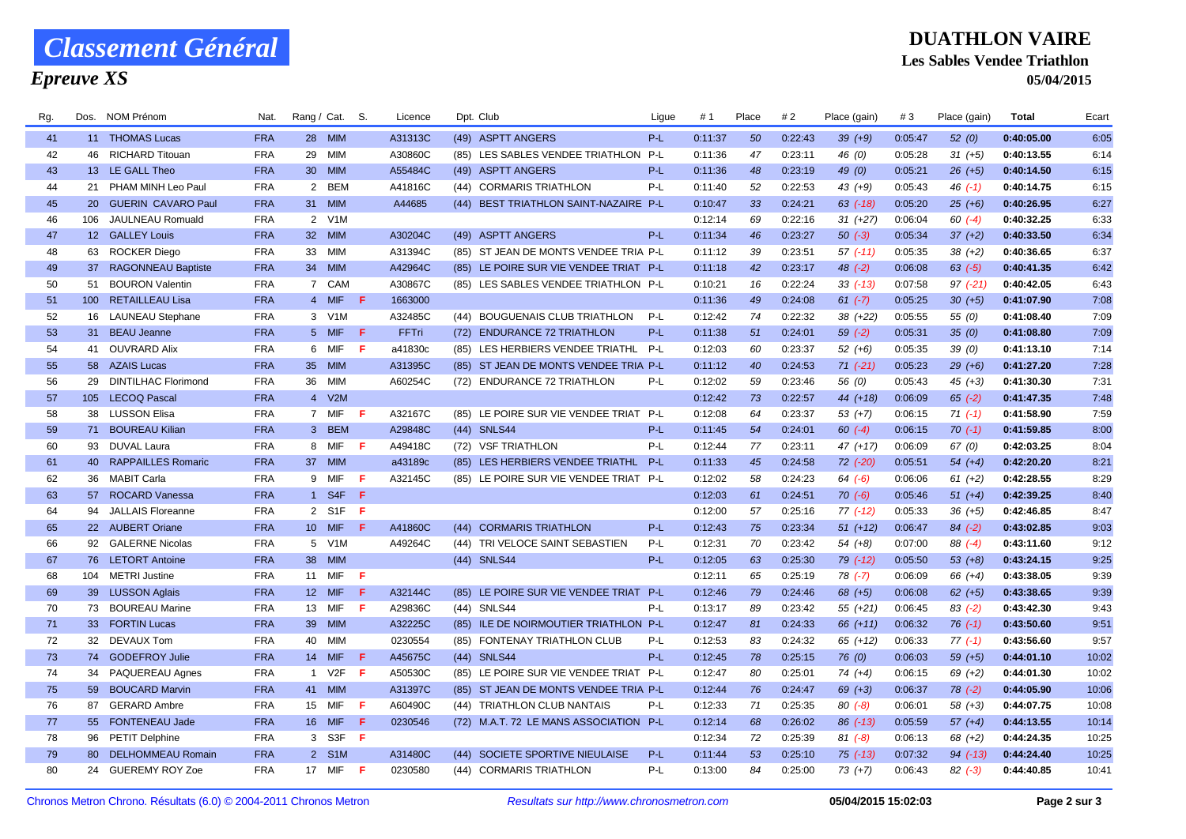# Classement Général

## Epreuve XS

**DUATHLON VAIRE**

**Les Sables Vendee Triathlon**

**05/04/2015**

| Rg. | Dos. | NOM Prénom | Nat. | Rang / Cat. | | S. | Licence | Dpt. Club | Ligue | # 1 | Place | # 2 | Place (gain) | # 3 | Place (gain) | Total | Ecart |
|---|---|---|---|---|---|---|---|---|---|---|---|---|---|---|---|---|---|
| 41 | 11 | THOMAS Lucas | FRA | 28 | MIM | | A31313C | (49) ASPTT ANGERS | P-L | 0:11:37 | 50 | 0:22:43 | 39 (+9) | 0:05:47 | 52 (0) | 0:40:05.00 | 6:05 |
| 42 | 46 | RICHARD Titouan | FRA | 29 | MIM | | A30860C | (85) LES SABLES VENDEE TRIATHLON | P-L | 0:11:36 | 47 | 0:23:11 | 46 (0) | 0:05:28 | 31 (+5) | 0:40:13.55 | 6:14 |
| 43 | 13 | LE GALL Theo | FRA | 30 | MIM | | A55484C | (49) ASPTT ANGERS | P-L | 0:11:36 | 48 | 0:23:19 | 49 (0) | 0:05:21 | 26 (+5) | 0:40:14.50 | 6:15 |
| 44 | 21 | PHAM MINH Leo Paul | FRA | 2 | BEM | | A41816C | (44) CORMARIS TRIATHLON | P-L | 0:11:40 | 52 | 0:22:53 | 43 (+9) | 0:05:43 | 46 (-1) | 0:40:14.75 | 6:15 |
| 45 | 20 | GUERIN CAVARO Paul | FRA | 31 | MIM | | A44685 | (44) BEST TRIATHLON SAINT-NAZAIRE | P-L | 0:10:47 | 33 | 0:24:21 | 63 (-18) | 0:05:20 | 25 (+6) | 0:40:26.95 | 6:27 |
| 46 | 106 | JAULNEAU Romuald | FRA | 2 | V1M | | | | | 0:12:14 | 69 | 0:22:16 | 31 (+27) | 0:06:04 | 60 (-4) | 0:40:32.25 | 6:33 |
| 47 | 12 | GALLEY Louis | FRA | 32 | MIM | | A30204C | (49) ASPTT ANGERS | P-L | 0:11:34 | 46 | 0:23:27 | 50 (-3) | 0:05:34 | 37 (+2) | 0:40:33.50 | 6:34 |
| 48 | 63 | ROCKER Diego | FRA | 33 | MIM | | A31394C | (85) ST JEAN DE MONTS VENDEE TRIA | P-L | 0:11:12 | 39 | 0:23:51 | 57 (-11) | 0:05:35 | 38 (+2) | 0:40:36.65 | 6:37 |
| 49 | 37 | RAGONNEAU Baptiste | FRA | 34 | MIM | | A42964C | (85) LE POIRE SUR VIE VENDEE TRIAT | P-L | 0:11:18 | 42 | 0:23:17 | 48 (-2) | 0:06:08 | 63 (-5) | 0:40:41.35 | 6:42 |
| 50 | 51 | BOURON Valentin | FRA | 7 | CAM | | A30867C | (85) LES SABLES VENDEE TRIATHLON | P-L | 0:10:21 | 16 | 0:22:24 | 33 (-13) | 0:07:58 | 97 (-21) | 0:40:42.05 | 6:43 |
| 51 | 100 | RETAILLEAU Lisa | FRA | 4 | MIF | F | 1663000 | | | 0:11:36 | 49 | 0:24:08 | 61 (-7) | 0:05:25 | 30 (+5) | 0:41:07.90 | 7:08 |
| 52 | 16 | LAUNEAU Stephane | FRA | 3 | V1M | | A32485C | (44) BOUGUENAIS CLUB TRIATHLON | P-L | 0:12:42 | 74 | 0:22:32 | 38 (+22) | 0:05:55 | 55 (0) | 0:41:08.40 | 7:09 |
| 53 | 31 | BEAU Jeanne | FRA | 5 | MIF | F | FFTri | (72) ENDURANCE 72 TRIATHLON | P-L | 0:11:38 | 51 | 0:24:01 | 59 (-2) | 0:05:31 | 35 (0) | 0:41:08.80 | 7:09 |
| 54 | 41 | OUVRARD Alix | FRA | 6 | MIF | F | a41830c | (85) LES HERBIERS VENDEE TRIATHL | P-L | 0:12:03 | 60 | 0:23:37 | 52 (+6) | 0:05:35 | 39 (0) | 0:41:13.10 | 7:14 |
| 55 | 58 | AZAIS Lucas | FRA | 35 | MIM | | A31395C | (85) ST JEAN DE MONTS VENDEE TRIA | P-L | 0:11:12 | 40 | 0:24:53 | 71 (-21) | 0:05:23 | 29 (+6) | 0:41:27.20 | 7:28 |
| 56 | 29 | DINTILHAC Florimond | FRA | 36 | MIM | | A60254C | (72) ENDURANCE 72 TRIATHLON | P-L | 0:12:02 | 59 | 0:23:46 | 56 (0) | 0:05:43 | 45 (+3) | 0:41:30.30 | 7:31 |
| 57 | 105 | LECOQ Pascal | FRA | 4 | V2M | | | | | 0:12:42 | 73 | 0:22:57 | 44 (+18) | 0:06:09 | 65 (-2) | 0:41:47.35 | 7:48 |
| 58 | 38 | LUSSON Elisa | FRA | 7 | MIF | F | A32167C | (85) LE POIRE SUR VIE VENDEE TRIAT | P-L | 0:12:08 | 64 | 0:23:37 | 53 (+7) | 0:06:15 | 71 (-1) | 0:41:58.90 | 7:59 |
| 59 | 71 | BOUREAU Kilian | FRA | 3 | BEM | | A29848C | (44) SNLS44 | P-L | 0:11:45 | 54 | 0:24:01 | 60 (-4) | 0:06:15 | 70 (-1) | 0:41:59.85 | 8:00 |
| 60 | 93 | DUVAL Laura | FRA | 8 | MIF | F | A49418C | (72) VSF TRIATHLON | P-L | 0:12:44 | 77 | 0:23:11 | 47 (+17) | 0:06:09 | 67 (0) | 0:42:03.25 | 8:04 |
| 61 | 40 | RAPPAILLES Romaric | FRA | 37 | MIM | | a43189c | (85) LES HERBIERS VENDEE TRIATHL | P-L | 0:11:33 | 45 | 0:24:58 | 72 (-20) | 0:05:51 | 54 (+4) | 0:42:20.20 | 8:21 |
| 62 | 36 | MABIT Carla | FRA | 9 | MIF | F | A32145C | (85) LE POIRE SUR VIE VENDEE TRIAT | P-L | 0:12:02 | 58 | 0:24:23 | 64 (-6) | 0:06:06 | 61 (+2) | 0:42:28.55 | 8:29 |
| 63 | 57 | ROCARD Vanessa | FRA | 1 | S4F | F | | | | 0:12:03 | 61 | 0:24:51 | 70 (-6) | 0:05:46 | 51 (+4) | 0:42:39.25 | 8:40 |
| 64 | 94 | JALLAIS Floreanne | FRA | 2 | S1F | F | | | | 0:12:00 | 57 | 0:25:16 | 77 (-12) | 0:05:33 | 36 (+5) | 0:42:46.85 | 8:47 |
| 65 | 22 | AUBERT Oriane | FRA | 10 | MIF | F | A41860C | (44) CORMARIS TRIATHLON | P-L | 0:12:43 | 75 | 0:23:34 | 51 (+12) | 0:06:47 | 84 (-2) | 0:43:02.85 | 9:03 |
| 66 | 92 | GALERNE Nicolas | FRA | 5 | V1M | | A49264C | (44) TRI VELOCE SAINT SEBASTIEN | P-L | 0:12:31 | 70 | 0:23:42 | 54 (+8) | 0:07:00 | 88 (-4) | 0:43:11.60 | 9:12 |
| 67 | 76 | LETORT Antoine | FRA | 38 | MIM | | | (44) SNLS44 | P-L | 0:12:05 | 63 | 0:25:30 | 79 (-12) | 0:05:50 | 53 (+8) | 0:43:24.15 | 9:25 |
| 68 | 104 | METRI Justine | FRA | 11 | MIF | F | | | | 0:12:11 | 65 | 0:25:19 | 78 (-7) | 0:06:09 | 66 (+4) | 0:43:38.05 | 9:39 |
| 69 | 39 | LUSSON Aglais | FRA | 12 | MIF | F | A32144C | (85) LE POIRE SUR VIE VENDEE TRIAT | P-L | 0:12:46 | 79 | 0:24:46 | 68 (+5) | 0:06:08 | 62 (+5) | 0:43:38.65 | 9:39 |
| 70 | 73 | BOUREAU Marine | FRA | 13 | MIF | F | A29836C | (44) SNLS44 | P-L | 0:13:17 | 89 | 0:23:42 | 55 (+21) | 0:06:45 | 83 (-2) | 0:43:42.30 | 9:43 |
| 71 | 33 | FORTIN Lucas | FRA | 39 | MIM | | A32225C | (85) ILE DE NOIRMOUTIER TRIATHLON | P-L | 0:12:47 | 81 | 0:24:33 | 66 (+11) | 0:06:32 | 76 (-1) | 0:43:50.60 | 9:51 |
| 72 | 32 | DEVAUX Tom | FRA | 40 | MIM | | 0230554 | (85) FONTENAY TRIATHLON CLUB | P-L | 0:12:53 | 83 | 0:24:32 | 65 (+12) | 0:06:33 | 77 (-1) | 0:43:56.60 | 9:57 |
| 73 | 74 | GODEFROY Julie | FRA | 14 | MIF | F | A45675C | (44) SNLS44 | P-L | 0:12:45 | 78 | 0:25:15 | 76 (0) | 0:06:03 | 59 (+5) | 0:44:01.10 | 10:02 |
| 74 | 34 | PAQUEREAU Agnes | FRA | 1 | V2F | F | A50530C | (85) LE POIRE SUR VIE VENDEE TRIAT | P-L | 0:12:47 | 80 | 0:25:01 | 74 (+4) | 0:06:15 | 69 (+2) | 0:44:01.30 | 10:02 |
| 75 | 59 | BOUCARD Marvin | FRA | 41 | MIM | | A31397C | (85) ST JEAN DE MONTS VENDEE TRIA | P-L | 0:12:44 | 76 | 0:24:47 | 69 (+3) | 0:06:37 | 78 (-2) | 0:44:05.90 | 10:06 |
| 76 | 87 | GERARD Ambre | FRA | 15 | MIF | F | A60490C | (44) TRIATHLON CLUB NANTAIS | P-L | 0:12:33 | 71 | 0:25:35 | 80 (-8) | 0:06:01 | 58 (+3) | 0:44:07.75 | 10:08 |
| 77 | 55 | FONTENEAU Jade | FRA | 16 | MIF | F | 0230546 | (72) M.A.T. 72 LE MANS ASSOCIATION | P-L | 0:12:14 | 68 | 0:26:02 | 86 (-13) | 0:05:59 | 57 (+4) | 0:44:13.55 | 10:14 |
| 78 | 96 | PETIT Delphine | FRA | 3 | S3F | F | | | | 0:12:34 | 72 | 0:25:39 | 81 (-8) | 0:06:13 | 68 (+2) | 0:44:24.35 | 10:25 |
| 79 | 80 | DELHOMMEAU Romain | FRA | 2 | S1M | | A31480C | (44) SOCIETE SPORTIVE NIEULAISE | P-L | 0:11:44 | 53 | 0:25:10 | 75 (-13) | 0:07:32 | 94 (-13) | 0:44:24.40 | 10:25 |
| 80 | 24 | GUEREMY ROY Zoe | FRA | 17 | MIF | F | 0230580 | (44) CORMARIS TRIATHLON | P-L | 0:13:00 | 84 | 0:25:00 | 73 (+7) | 0:06:43 | 82 (-3) | 0:44:40.85 | 10:41 |

Chronos Metron Chrono. Résultats (6.0) © 2004-2011 Chronos Metron — Resultats sur http://www.chronosmetron.com — 05/04/2015 15:02:03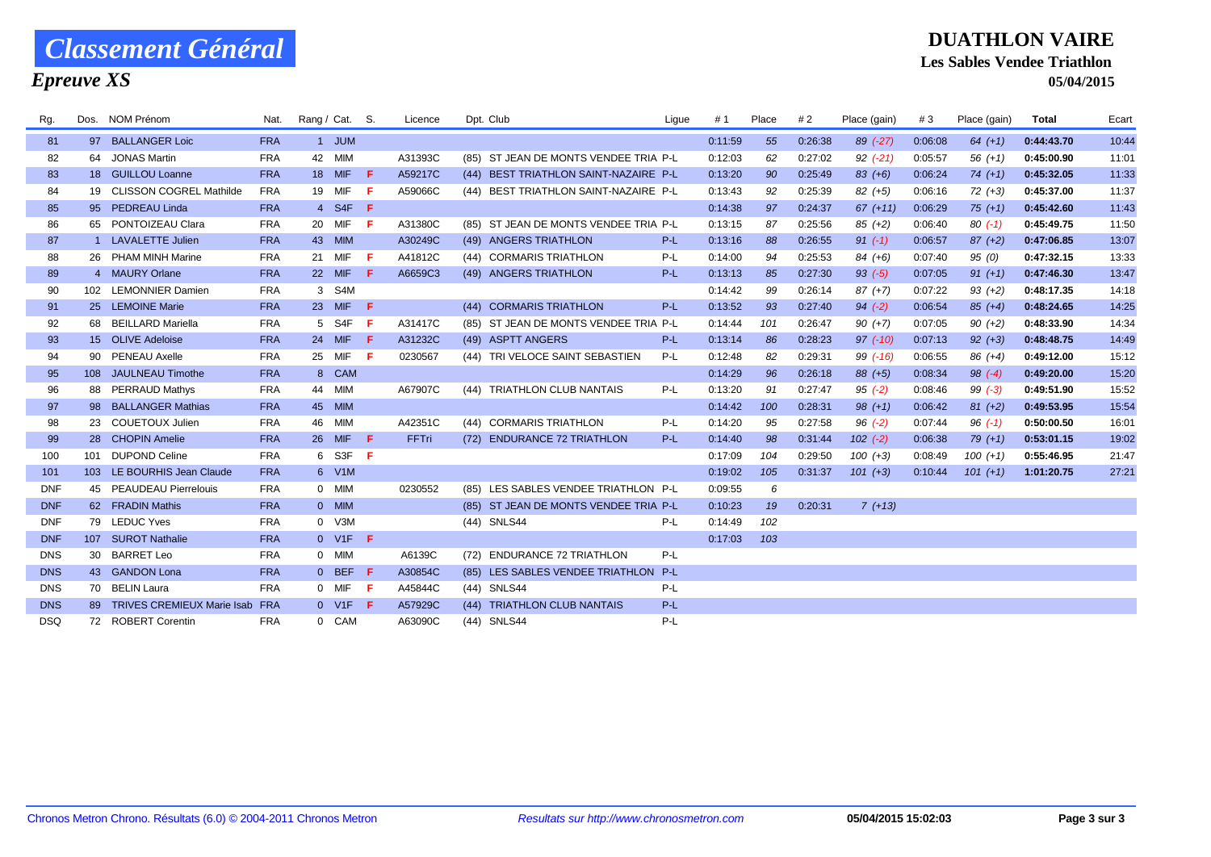# Classement Général

## Epreuve XS

**DUATHLON VAIRE**

**Les Sables Vendee Triathlon**

**05/04/2015**

| Rg. | Dos. | NOM Prénom | Nat. | Rang / Cat. | | S. | Licence | Dpt. Club | Ligue | # 1 | Place | # 2 | Place (gain) | # 3 | Place (gain) | Total | Ecart |
|---|---|---|---|---|---|---|---|---|---|---|---|---|---|---|---|---|---|
| 81 | 97 | BALLANGER Loic | FRA | 1 | JUM | | | | | 0:11:59 | 55 | 0:26:38 | 89 (-27) | 0:06:08 | 64 (+1) | 0:44:43.70 | 10:44 |
| 82 | 64 | JONAS Martin | FRA | 42 | MIM | | A31393C | (85) ST JEAN DE MONTS VENDEE TRIA | P-L | 0:12:03 | 62 | 0:27:02 | 92 (-21) | 0:05:57 | 56 (+1) | 0:45:00.90 | 11:01 |
| 83 | 18 | GUILLOU Loanne | FRA | 18 | MIF | F | A59217C | (44) BEST TRIATHLON SAINT-NAZAIRE | P-L | 0:13:20 | 90 | 0:25:49 | 83 (+6) | 0:06:24 | 74 (+1) | 0:45:32.05 | 11:33 |
| 84 | 19 | CLISSON COGREL Mathilde | FRA | 19 | MIF | F | A59066C | (44) BEST TRIATHLON SAINT-NAZAIRE | P-L | 0:13:43 | 92 | 0:25:39 | 82 (+5) | 0:06:16 | 72 (+3) | 0:45:37.00 | 11:37 |
| 85 | 95 | PEDREAU Linda | FRA | 4 | S4F | F | | | | 0:14:38 | 97 | 0:24:37 | 67 (+11) | 0:06:29 | 75 (+1) | 0:45:42.60 | 11:43 |
| 86 | 65 | PONTOIZEAU Clara | FRA | 20 | MIF | F | A31380C | (85) ST JEAN DE MONTS VENDEE TRIA | P-L | 0:13:15 | 87 | 0:25:56 | 85 (+2) | 0:06:40 | 80 (-1) | 0:45:49.75 | 11:50 |
| 87 | 1 | LAVALETTE Julien | FRA | 43 | MIM | | A30249C | (49) ANGERS TRIATHLON | P-L | 0:13:16 | 88 | 0:26:55 | 91 (-1) | 0:06:57 | 87 (+2) | 0:47:06.85 | 13:07 |
| 88 | 26 | PHAM MINH Marine | FRA | 21 | MIF | F | A41812C | (44) CORMARIS TRIATHLON | P-L | 0:14:00 | 94 | 0:25:53 | 84 (+6) | 0:07:40 | 95 (0) | 0:47:32.15 | 13:33 |
| 89 | 4 | MAURY Orlane | FRA | 22 | MIF | F | A6659C3 | (49) ANGERS TRIATHLON | P-L | 0:13:13 | 85 | 0:27:30 | 93 (-5) | 0:07:05 | 91 (+1) | 0:47:46.30 | 13:47 |
| 90 | 102 | LEMONNIER Damien | FRA | 3 | S4M | | | | | 0:14:42 | 99 | 0:26:14 | 87 (+7) | 0:07:22 | 93 (+2) | 0:48:17.35 | 14:18 |
| 91 | 25 | LEMOINE Marie | FRA | 23 | MIF | F | | (44) CORMARIS TRIATHLON | P-L | 0:13:52 | 93 | 0:27:40 | 94 (-2) | 0:06:54 | 85 (+4) | 0:48:24.65 | 14:25 |
| 92 | 68 | BEILLARD Mariella | FRA | 5 | S4F | F | A31417C | (85) ST JEAN DE MONTS VENDEE TRIA | P-L | 0:14:44 | 101 | 0:26:47 | 90 (+7) | 0:07:05 | 90 (+2) | 0:48:33.90 | 14:34 |
| 93 | 15 | OLIVE Adeloise | FRA | 24 | MIF | F | A31232C | (49) ASPTT ANGERS | P-L | 0:13:14 | 86 | 0:28:23 | 97 (-10) | 0:07:13 | 92 (+3) | 0:48:48.75 | 14:49 |
| 94 | 90 | PENEAU Axelle | FRA | 25 | MIF | F | 0230567 | (44) TRI VELOCE SAINT SEBASTIEN | P-L | 0:12:48 | 82 | 0:29:31 | 99 (-16) | 0:06:55 | 86 (+4) | 0:49:12.00 | 15:12 |
| 95 | 108 | JAULNEAU Timothe | FRA | 8 | CAM | | | | | 0:14:29 | 96 | 0:26:18 | 88 (+5) | 0:08:34 | 98 (-4) | 0:49:20.00 | 15:20 |
| 96 | 88 | PERRAUD Mathys | FRA | 44 | MIM | | A67907C | (44) TRIATHLON CLUB NANTAIS | P-L | 0:13:20 | 91 | 0:27:47 | 95 (-2) | 0:08:46 | 99 (-3) | 0:49:51.90 | 15:52 |
| 97 | 98 | BALLANGER Mathias | FRA | 45 | MIM | | | | | 0:14:42 | 100 | 0:28:31 | 98 (+1) | 0:06:42 | 81 (+2) | 0:49:53.95 | 15:54 |
| 98 | 23 | COUETOUX Julien | FRA | 46 | MIM | | A42351C | (44) CORMARIS TRIATHLON | P-L | 0:14:20 | 95 | 0:27:58 | 96 (-2) | 0:07:44 | 96 (-1) | 0:50:00.50 | 16:01 |
| 99 | 28 | CHOPIN Amelie | FRA | 26 | MIF | F | FFTri | (72) ENDURANCE 72 TRIATHLON | P-L | 0:14:40 | 98 | 0:31:44 | 102 (-2) | 0:06:38 | 79 (+1) | 0:53:01.15 | 19:02 |
| 100 | 101 | DUPOND Celine | FRA | 6 | S3F | F | | | | 0:17:09 | 104 | 0:29:50 | 100 (+3) | 0:08:49 | 100 (+1) | 0:55:46.95 | 21:47 |
| 101 | 103 | LE BOURHIS Jean Claude | FRA | 6 | V1M | | | | | 0:19:02 | 105 | 0:31:37 | 101 (+3) | 0:10:44 | 101 (+1) | 1:01:20.75 | 27:21 |
| DNF | 45 | PEAUDEAU Pierrelouis | FRA | 0 | MIM | | 0230552 | (85) LES SABLES VENDEE TRIATHLON | P-L | 0:09:55 | 6 | | | | | | |
| DNF | 62 | FRADIN Mathis | FRA | 0 | MIM | | | (85) ST JEAN DE MONTS VENDEE TRIA | P-L | 0:10:23 | 19 | 0:20:31 | 7 (+13) | | | | |
| DNF | 79 | LEDUC Yves | FRA | 0 | V3M | | | (44) SNLS44 | P-L | 0:14:49 | 102 | | | | | | |
| DNF | 107 | SUROT Nathalie | FRA | 0 | V1F | F | | | | 0:17:03 | 103 | | | | | | |
| DNS | 30 | BARRET Leo | FRA | 0 | MIM | | A6139C | (72) ENDURANCE 72 TRIATHLON | P-L | | | | | | | | |
| DNS | 43 | GANDON Lona | FRA | 0 | BEF | F | A30854C | (85) LES SABLES VENDEE TRIATHLON | P-L | | | | | | | | |
| DNS | 70 | BELIN Laura | FRA | 0 | MIF | F | A45844C | (44) SNLS44 | P-L | | | | | | | | |
| DNS | 89 | TRIVES CREMIEUX Marie Isab | FRA | 0 | V1F | F | A57929C | (44) TRIATHLON CLUB NANTAIS | P-L | | | | | | | | |
| DSQ | 72 | ROBERT Corentin | FRA | 0 | CAM | | A63090C | (44) SNLS44 | P-L | | | | | | | | |

Chronos Metron Chrono. Résultats (6.0) © 2004-2011 Chronos Metron — *Resultats sur http://www.chronosmetron.com* — **05/04/2015 15:02:03**